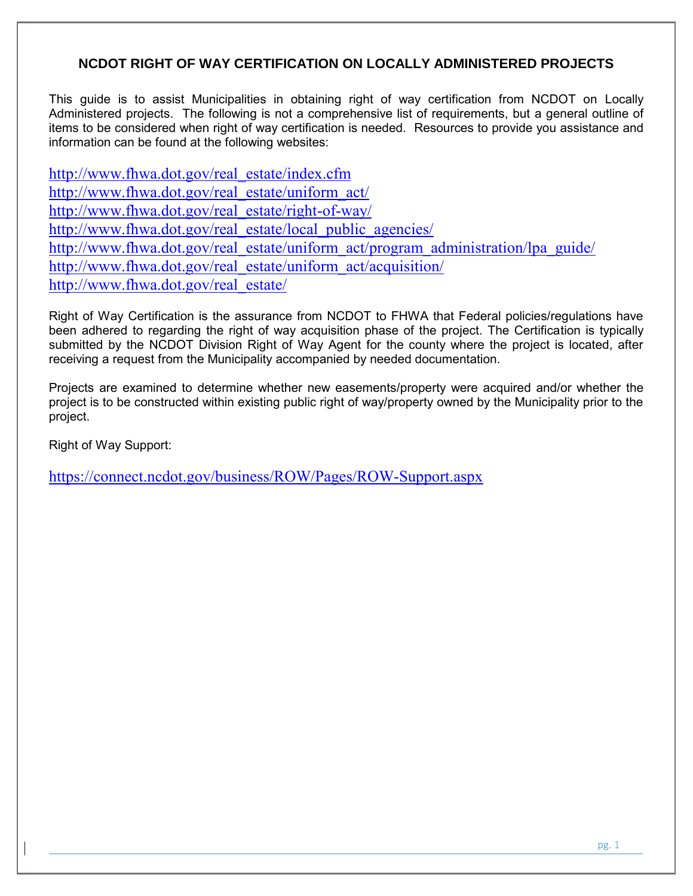# NCDOT RIGHT OF WAY CERTIFICATION ON LOCALLY ADMINISTERED PROJECTS

This guide is to assist Municipalities in obtaining right of way certification from NCDOT on Locally Administered projects. The following is not a comprehensive list of requirements, but a general outline of items to be considered when right of way certification is needed. Resources to provide you assistance and information can be found at the following websites:

http://www.fhwa.dot.gov/real_estate/index.cfm
http://www.fhwa.dot.gov/real_estate/uniform_act/
http://www.fhwa.dot.gov/real_estate/right-of-way/
http://www.fhwa.dot.gov/real_estate/local_public_agencies/
http://www.fhwa.dot.gov/real_estate/uniform_act/program_administration/lpa_guide/
http://www.fhwa.dot.gov/real_estate/uniform_act/acquisition/
http://www.fhwa.dot.gov/real_estate/

Right of Way Certification is the assurance from NCDOT to FHWA that Federal policies/regulations have been adhered to regarding the right of way acquisition phase of the project. The Certification is typically submitted by the NCDOT Division Right of Way Agent for the county where the project is located, after receiving a request from the Municipality accompanied by needed documentation.

Projects are examined to determine whether new easements/property were acquired and/or whether the project is to be constructed within existing public right of way/property owned by the Municipality prior to the project.

Right of Way Support:

https://connect.ncdot.gov/business/ROW/Pages/ROW-Support.aspx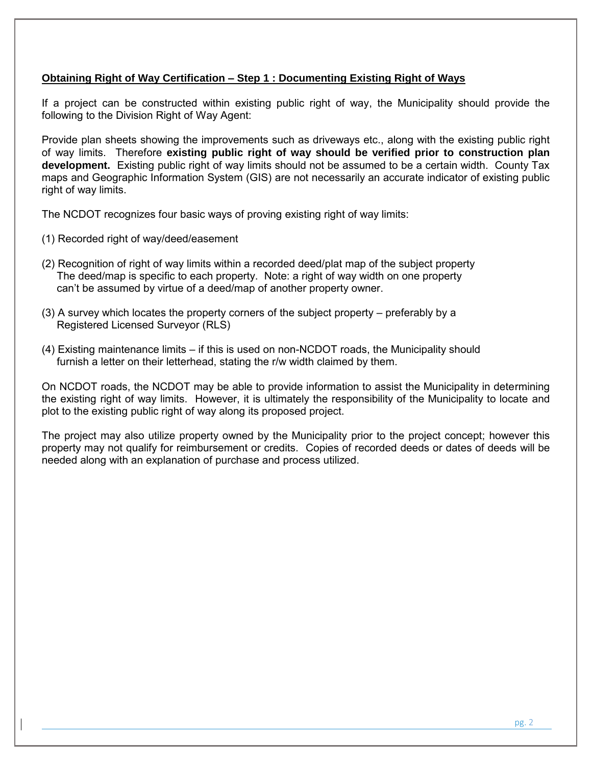**Obtaining Right of Way Certification – Step 1 : Documenting Existing Right of Ways**

If a project can be constructed within existing public right of way, the Municipality should provide the following to the Division Right of Way Agent:

Provide plan sheets showing the improvements such as driveways etc., along with the existing public right of way limits. Therefore **existing public right of way should be verified prior to construction plan development.** Existing public right of way limits should not be assumed to be a certain width. County Tax maps and Geographic Information System (GIS) are not necessarily an accurate indicator of existing public right of way limits.

The NCDOT recognizes four basic ways of proving existing right of way limits:

(1) Recorded right of way/deed/easement

(2) Recognition of right of way limits within a recorded deed/plat map of the subject property
The deed/map is specific to each property. Note: a right of way width on one property can't be assumed by virtue of a deed/map of another property owner.

(3) A survey which locates the property corners of the subject property – preferably by a Registered Licensed Surveyor (RLS)

(4) Existing maintenance limits – if this is used on non-NCDOT roads, the Municipality should furnish a letter on their letterhead, stating the r/w width claimed by them.

On NCDOT roads, the NCDOT may be able to provide information to assist the Municipality in determining the existing right of way limits. However, it is ultimately the responsibility of the Municipality to locate and plot to the existing public right of way along its proposed project.

The project may also utilize property owned by the Municipality prior to the project concept; however this property may not qualify for reimbursement or credits. Copies of recorded deeds or dates of deeds will be needed along with an explanation of purchase and process utilized.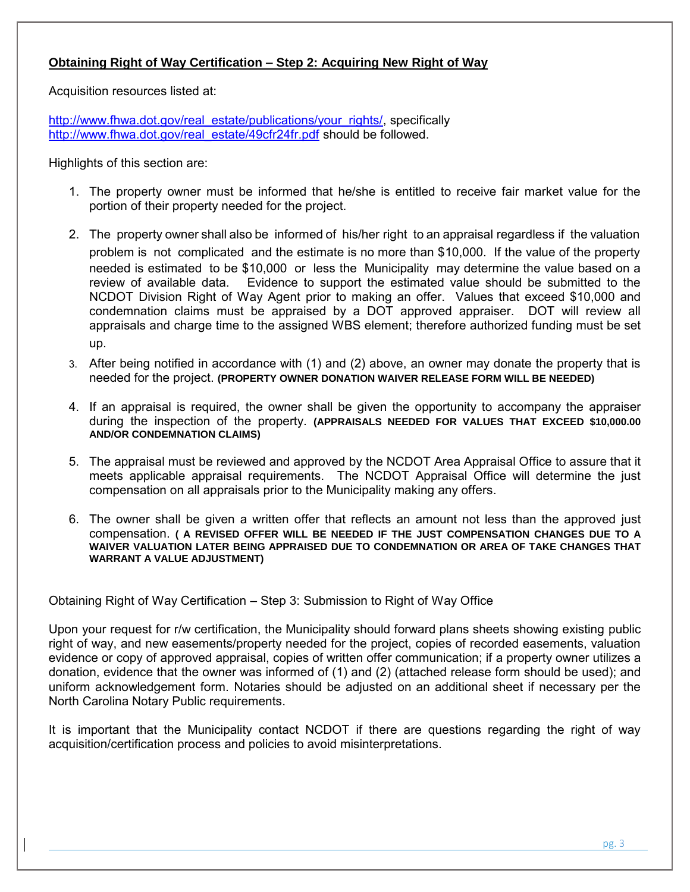**Obtaining Right of Way Certification – Step 2: Acquiring New Right of Way**

Acquisition resources listed at:

http://www.fhwa.dot.gov/real_estate/publications/your_rights/, specifically http://www.fhwa.dot.gov/real_estate/49cfr24fr.pdf should be followed.

Highlights of this section are:

1. The property owner must be informed that he/she is entitled to receive fair market value for the portion of their property needed for the project.

2. The property owner shall also be informed of his/her right to an appraisal regardless if the valuation problem is not complicated and the estimate is no more than $10,000. If the value of the property needed is estimated to be $10,000 or less the Municipality may determine the value based on a review of available data. Evidence to support the estimated value should be submitted to the NCDOT Division Right of Way Agent prior to making an offer. Values that exceed $10,000 and condemnation claims must be appraised by a DOT approved appraiser. DOT will review all appraisals and charge time to the assigned WBS element; therefore authorized funding must be set up.

3. After being notified in accordance with (1) and (2) above, an owner may donate the property that is needed for the project. **(PROPERTY OWNER DONATION WAIVER RELEASE FORM WILL BE NEEDED)**

4. If an appraisal is required, the owner shall be given the opportunity to accompany the appraiser during the inspection of the property. **(APPRAISALS NEEDED FOR VALUES THAT EXCEED $10,000.00 AND/OR CONDEMNATION CLAIMS)**

5. The appraisal must be reviewed and approved by the NCDOT Area Appraisal Office to assure that it meets applicable appraisal requirements. The NCDOT Appraisal Office will determine the just compensation on all appraisals prior to the Municipality making any offers.

6. The owner shall be given a written offer that reflects an amount not less than the approved just compensation. **( A REVISED OFFER WILL BE NEEDED IF THE JUST COMPENSATION CHANGES DUE TO A WAIVER VALUATION LATER BEING APPRAISED DUE TO CONDEMNATION OR AREA OF TAKE CHANGES THAT WARRANT A VALUE ADJUSTMENT)**

Obtaining Right of Way Certification – Step 3: Submission to Right of Way Office

Upon your request for r/w certification, the Municipality should forward plans sheets showing existing public right of way, and new easements/property needed for the project, copies of recorded easements, valuation evidence or copy of approved appraisal, copies of written offer communication; if a property owner utilizes a donation, evidence that the owner was informed of (1) and (2) (attached release form should be used); and uniform acknowledgement form. Notaries should be adjusted on an additional sheet if necessary per the North Carolina Notary Public requirements.

It is important that the Municipality contact NCDOT if there are questions regarding the right of way acquisition/certification process and policies to avoid misinterpretations.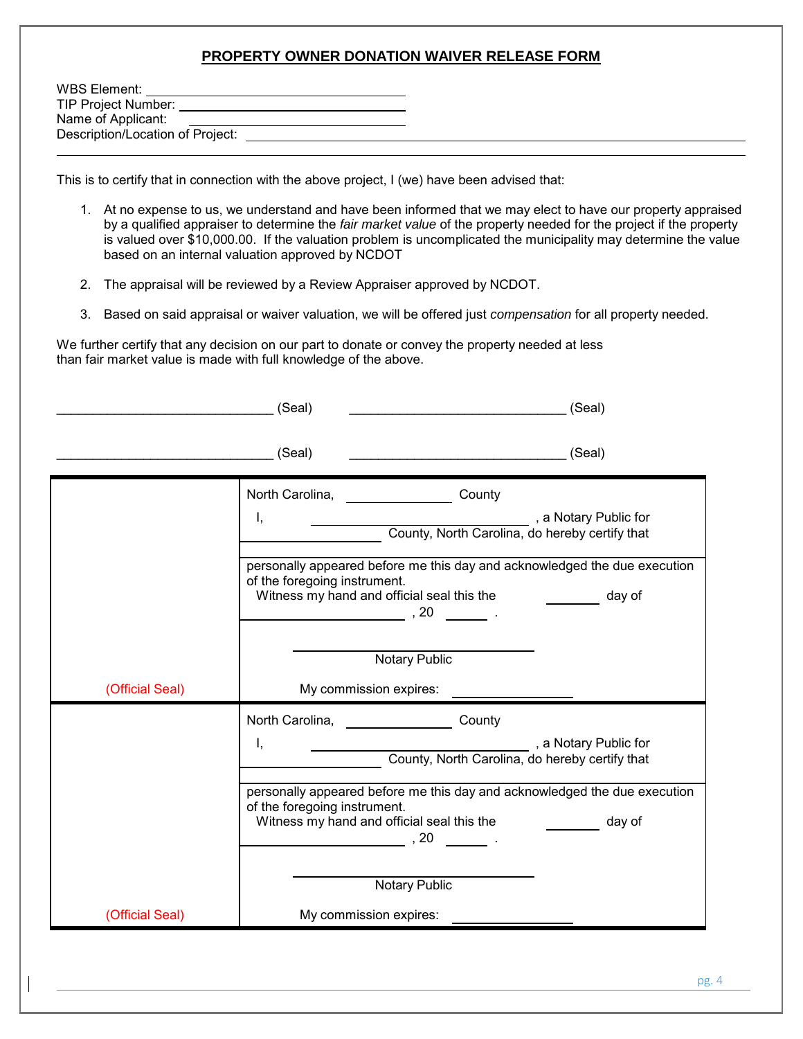## PROPERTY OWNER DONATION WAIVER RELEASE FORM

WBS Element: ______________________________

TIP Project Number: ______________________________

Name of Applicant: ______________________________

Description/Location of Project: ______________________________________________________________

______________________________________________________________________________

This is to certify that in connection with the above project, I (we) have been advised that:

1. At no expense to us, we understand and have been informed that we may elect to have our property appraised by a qualified appraiser to determine the *fair market value* of the property needed for the project if the property is valued over $10,000.00. If the valuation problem is uncomplicated the municipality may determine the value based on an internal valuation approved by NCDOT

2. The appraisal will be reviewed by a Review Appraiser approved by NCDOT.

3. Based on said appraisal or waiver valuation, we will be offered just *compensation* for all property needed.

We further certify that any decision on our part to donate or convey the property needed at less than fair market value is made with full knowledge of the above.

______________________________ (Seal)  ______________________________ (Seal)

______________________________ (Seal)  ______________________________ (Seal)

| | |
|---|---|
| | North Carolina, ______________ County<br>I, ______________________________, a Notary Public for ______________ County, North Carolina, do hereby certify that |
| | personally appeared before me this day and acknowledged the due execution of the foregoing instrument.<br>Witness my hand and official seal this the ________ day of ______________________, 20 ______.<br><br>______________________________<br>Notary Public |
| (Official Seal) | My commission expires: ________________ |
| | North Carolina, ______________ County<br>I, ______________________________, a Notary Public for ______________ County, North Carolina, do hereby certify that |
| | personally appeared before me this day and acknowledged the due execution of the foregoing instrument.<br>Witness my hand and official seal this the ________ day of ______________________, 20 ______.<br><br>______________________________<br>Notary Public |
| (Official Seal) | My commission expires: ________________ |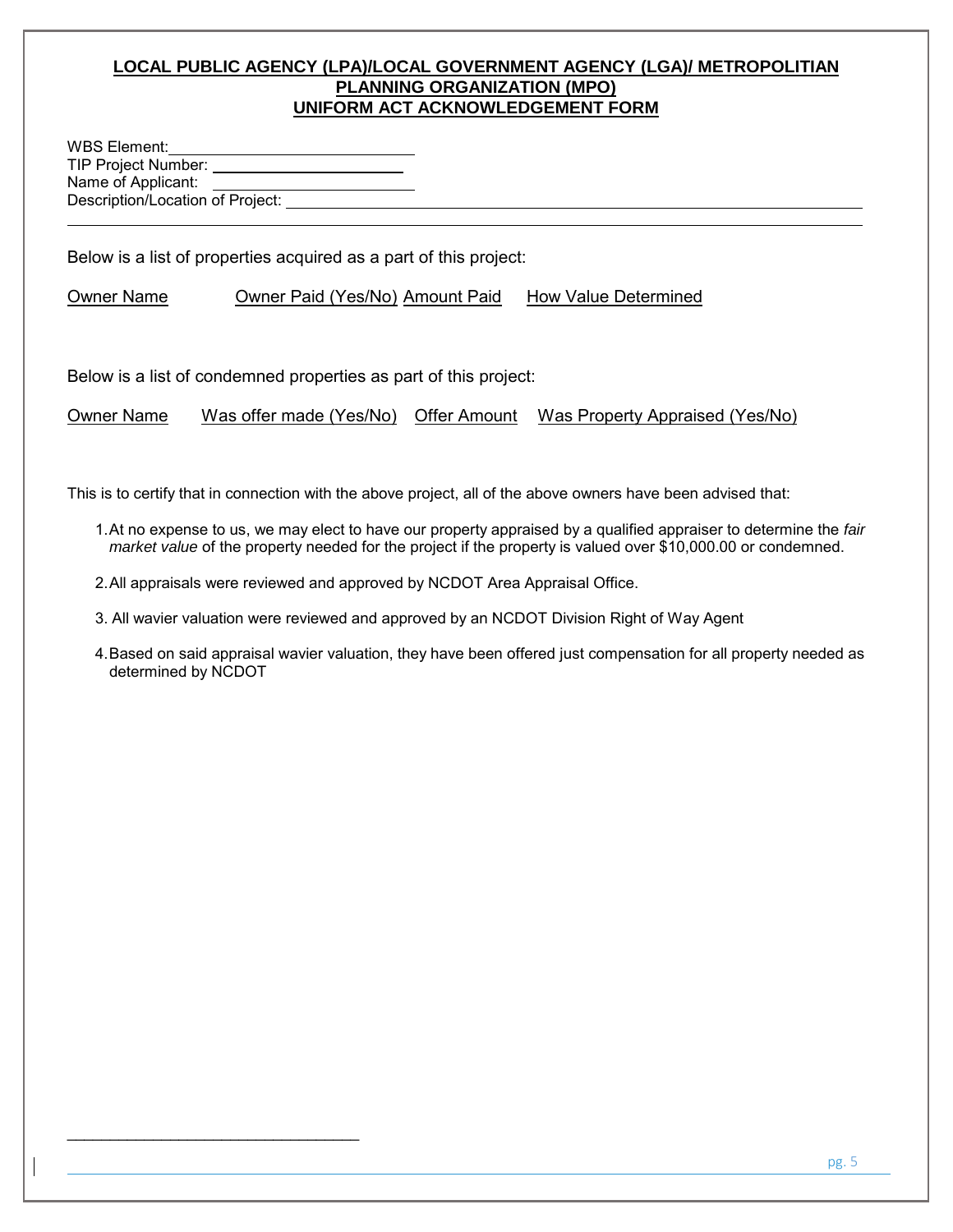## LOCAL PUBLIC AGENCY (LPA)/LOCAL GOVERNMENT AGENCY (LGA)/ METROPOLITIAN PLANNING ORGANIZATION (MPO) UNIFORM ACT ACKNOWLEDGEMENT FORM

WBS Element: ____________________________

TIP Project Number: ______________________

Name of Applicant: _______________________

Description/Location of Project: ______________________________________________________________

_____________________________________________________________________________________

Below is a list of properties acquired as a part of this project:

| Owner Name | Owner Paid (Yes/No) | Amount Paid | How Value Determined |
|---|---|---|---|
| | | | |

Below is a list of condemned properties as part of this project:

| Owner Name | Was offer made (Yes/No) | Offer Amount | Was Property Appraised (Yes/No) |
|---|---|---|---|
| | | | |

This is to certify that in connection with the above project, all of the above owners have been advised that:

1. At no expense to us, we may elect to have our property appraised by a qualified appraiser to determine the *fair market value* of the property needed for the project if the property is valued over $10,000.00 or condemned.
2. All appraisals were reviewed and approved by NCDOT Area Appraisal Office.
3. All wavier valuation were reviewed and approved by an NCDOT Division Right of Way Agent
4. Based on said appraisal wavier valuation, they have been offered just compensation for all property needed as determined by NCDOT

_________________________________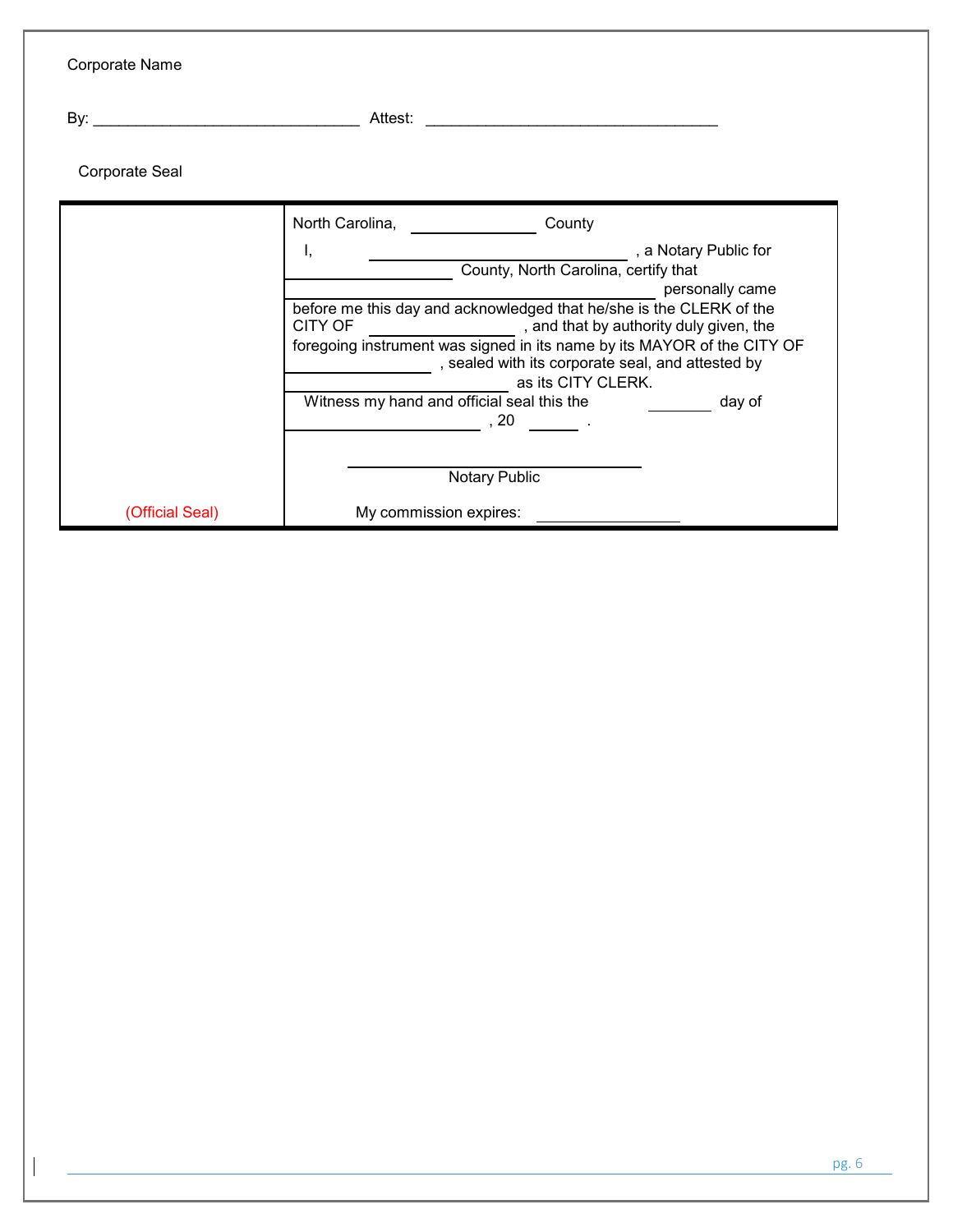Corporate Name

By: ______________________________ Attest: _________________________________

Corporate Seal

| | |
|---|---|
| (Official Seal) | North Carolina, ______________ County<br>I, ______________________________, a Notary Public for ___________________ County, North Carolina, certify that __________________________________________ personally came before me this day and acknowledged that he/she is the CLERK of the CITY OF _________________, and that by authority duly given, the foregoing instrument was signed in its name by its MAYOR of the CITY OF _______________, sealed with its corporate seal, and attested by _________________________ as its CITY CLERK.<br>Witness my hand and official seal this the _______ day of ______________________, 20 _____.<br><br>_________________________________<br>Notary Public<br><br>My commission expires: ________________ |